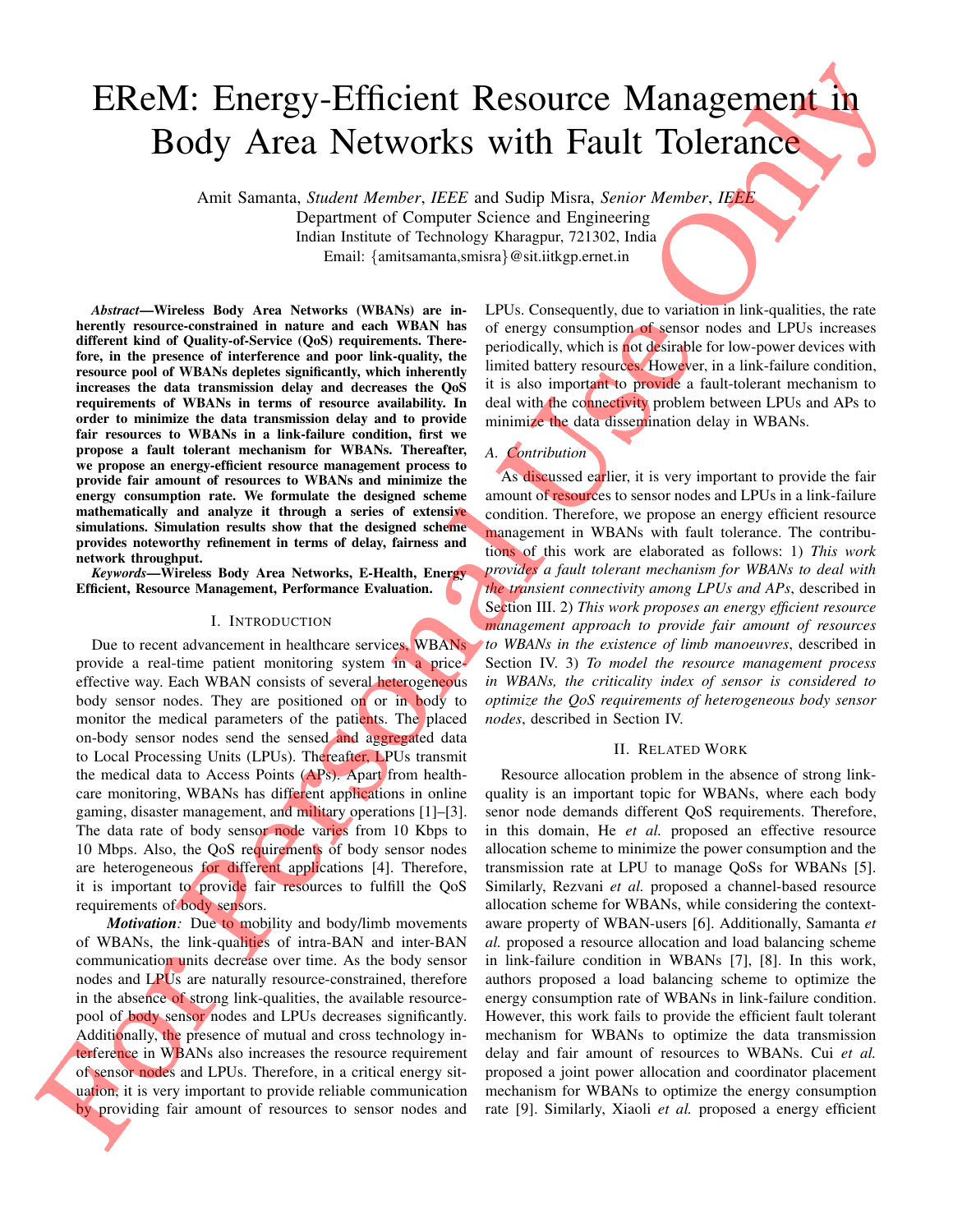# EReM: Energy-Efficient Resource Management in Body Area Networks with Fault Tolerance

Amit Samanta, *Student Member*, *IEEE* and Sudip Misra, *Senior Member*, *IEEE*
Department of Computer Science and Engineering
Indian Institute of Technology Kharagpur, 721302, India
Email: {amitsamanta,smisra}@sit.iitkgp.ernet.in

***Abstract*—Wireless Body Area Networks (WBANs) are inherently resource-constrained in nature and each WBAN has different kind of Quality-of-Service (QoS) requirements. Therefore, in the presence of interference and poor link-quality, the resource pool of WBANs depletes significantly, which inherently increases the data transmission delay and decreases the QoS requirements of WBANs in terms of resource availability. In order to minimize the data transmission delay and to provide fair resources to WBANs in a link-failure condition, first we propose a fault tolerant mechanism for WBANs. Thereafter, we propose an energy-efficient resource management process to provide fair amount of resources to WBANs and minimize the energy consumption rate. We formulate the designed scheme mathematically and analyze it through a series of extensive simulations. Simulation results show that the designed scheme provides noteworthy refinement in terms of delay, fairness and network throughput.**

***Keywords*—Wireless Body Area Networks, E-Health, Energy Efficient, Resource Management, Performance Evaluation.**

## I. Introduction

Due to recent advancement in healthcare services, WBANs provide a real-time patient monitoring system in a price-effective way. Each WBAN consists of several heterogeneous body sensor nodes. They are positioned on or in body to monitor the medical parameters of the patients. The placed on-body sensor nodes send the sensed and aggregated data to Local Processing Units (LPUs). Thereafter, LPUs transmit the medical data to Access Points (APs). Apart from healthcare monitoring, WBANs has different applications in online gaming, disaster management, and military operations [1]–[3]. The data rate of body sensor node varies from 10 Kbps to 10 Mbps. Also, the QoS requirements of body sensor nodes are heterogeneous for different applications [4]. Therefore, it is important to provide fair resources to fulfill the QoS requirements of body sensors.

***Motivation:*** Due to mobility and body/limb movements of WBANs, the link-qualities of intra-BAN and inter-BAN communication units decrease over time. As the body sensor nodes and LPUs are naturally resource-constrained, therefore in the absence of strong link-qualities, the available resource-pool of body sensor nodes and LPUs decreases significantly. Additionally, the presence of mutual and cross technology interference in WBANs also increases the resource requirement of sensor nodes and LPUs. Therefore, in a critical energy situation, it is very important to provide reliable communication by providing fair amount of resources to sensor nodes and LPUs. Consequently, due to variation in link-qualities, the rate of energy consumption of sensor nodes and LPUs increases periodically, which is not desirable for low-power devices with limited battery resources. However, in a link-failure condition, it is also important to provide a fault-tolerant mechanism to deal with the connectivity problem between LPUs and APs to minimize the data dissemination delay in WBANs.

### A. Contribution

As discussed earlier, it is very important to provide the fair amount of resources to sensor nodes and LPUs in a link-failure condition. Therefore, we propose an energy efficient resource management in WBANs with fault tolerance. The contributions of this work are elaborated as follows: 1) *This work provides a fault tolerant mechanism for WBANs to deal with the transient connectivity among LPUs and APs*, described in Section III. 2) *This work proposes an energy efficient resource management approach to provide fair amount of resources to WBANs in the existence of limb manoeuvres*, described in Section IV. 3) *To model the resource management process in WBANs, the criticality index of sensor is considered to optimize the QoS requirements of heterogeneous body sensor nodes*, described in Section IV.

## II. Related Work

Resource allocation problem in the absence of strong link-quality is an important topic for WBANs, where each body sensor node demands different QoS requirements. Therefore, in this domain, He *et al.* proposed an effective resource allocation scheme to minimize the power consumption and the transmission rate at LPU to manage QoSs for WBANs [5]. Similarly, Rezvani *et al.* proposed a channel-based resource allocation scheme for WBANs, while considering the context-aware property of WBAN-users [6]. Additionally, Samanta *et al.* proposed a resource allocation and load balancing scheme in link-failure condition in WBANs [7], [8]. In this work, authors proposed a load balancing scheme to optimize the energy consumption rate of WBANs in link-failure condition. However, this work fails to provide the efficient fault tolerant mechanism for WBANs to optimize the data transmission delay and fair amount of resources to WBANs. Cui *et al.* proposed a joint power allocation and coordinator placement mechanism for WBANs to optimize the energy consumption rate [9]. Similarly, Xiaoli *et al.* proposed a energy efficient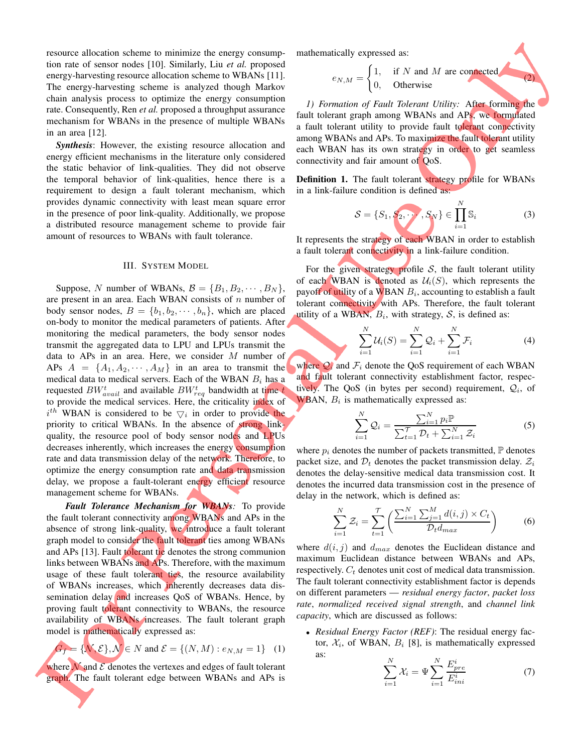resource allocation scheme to minimize the energy consumption rate of sensor nodes [10]. Similarly, Liu *et al.* proposed energy-harvesting resource allocation scheme to WBANs [11]. The energy-harvesting scheme is analyzed though Markov chain analysis process to optimize the energy consumption rate. Consequently, Ren *et al.* proposed a throughput assurance mechanism for WBANs in the presence of multiple WBANs in an area [12].

***Synthesis***: However, the existing resource allocation and energy efficient mechanisms in the literature only considered the static behavior of link-qualities. They did not observe the temporal behavior of link-qualities, hence there is a requirement to design a fault tolerant mechanism, which provides dynamic connectivity with least mean square error in the presence of poor link-quality. Additionally, we propose a distributed resource management scheme to provide fair amount of resources to WBANs with fault tolerance.

## III. System Model

Suppose, $N$ number of WBANs, $\mathcal{B} = \{B_1, B_2, \cdots, B_N\}$, are present in an area. Each WBAN consists of $n$ number of body sensor nodes, $B = \{b_1, b_2, \cdots, b_n\}$, which are placed on-body to monitor the medical parameters of patients. After monitoring the medical parameters, the body sensor nodes transmit the aggregated data to LPU and LPUs transmit the data to APs in an area. Here, we consider $M$ number of APs $A = \{A_1, A_2, \cdots, A_M\}$ in an area to transmit the medical data to medical servers. Each of the WBAN $B_i$ has a requested $BW^t_{avail}$ and available $BW^t_{req}$ bandwidth at time $t$ to provide the medical services. Here, the criticality index of $i^{th}$ WBAN is considered to be $\bigtriangledown_i$ in order to provide the priority to critical WBANs. In the absence of strong link-quality, the resource pool of body sensor nodes and LPUs decreases inherently, which increases the energy consumption rate and data transmission delay of the network. Therefore, to optimize the energy consumption rate and data transmission delay, we propose a fault-tolerant energy efficient resource management scheme for WBANs.

***Fault Tolerance Mechanism for WBANs**:* To provide the fault tolerant connectivity among WBANs and APs in the absence of strong link-quality, we introduce a fault tolerant graph model to consider the fault tolerant ties among WBANs and APs [13]. Fault tolerant tie denotes the strong communion links between WBANs and APs. Therefore, with the maximum usage of these fault tolerant ties, the resource availability of WBANs increases, which inherently decreases data dissemination delay and increases QoS of WBANs. Hence, by proving fault tolerant connectivity to WBANs, the resource availability of WBANs increases. The fault tolerant graph model is mathematically expressed as:

$$G_f = \{\mathcal{N}, \mathcal{E}\}, \mathcal{N} \in N \text{ and } \mathcal{E} = \{(N, M) : e_{N,M} = 1\} \quad (1)$$

where $\mathcal{N}$ and $\mathcal{E}$ denotes the vertexes and edges of fault tolerant graph. The fault tolerant edge between WBANs and APs is mathematically expressed as:

$$e_{N,M} = \begin{cases} 1, & \text{if } N \text{ and } M \text{ are connected} \\ 0, & \text{Otherwise} \end{cases} \quad (2)$$

*1) Formation of Fault Tolerant Utility:* After forming the fault tolerant graph among WBANs and APs, we formulated a fault tolerant utility to provide fault tolerant connectivity among WBANs and APs. To maximize the fault tolerant utility each WBAN has its own strategy in order to get seamless connectivity and fair amount of QoS.

**Definition 1.** The fault tolerant strategy profile for WBANs in a link-failure condition is defined as:

$$\mathcal{S} = \{S_1, S_2, \cdots, S_N\} \in \prod_{i=1}^{N} \mathbb{S}_i \quad (3)$$

It represents the strategy of each WBAN in order to establish a fault tolerant connectivity in a link-failure condition.

For the given strategy profile $\mathcal{S}$, the fault tolerant utility of each WBAN is denoted as $\mathcal{U}_i(S)$, which represents the payoff of utility of a WBAN $B_i$, accounting to establish a fault tolerant connectivity with APs. Therefore, the fault tolerant utility of a WBAN, $B_i$, with strategy, $\mathcal{S}$, is defined as:

$$\sum_{i=1}^{N} \mathcal{U}_i(S) = \sum_{i=1}^{N} \mathcal{Q}_i + \sum_{i=1}^{N} \mathcal{F}_i \quad (4)$$

where $\mathcal{Q}_i$ and $\mathcal{F}_i$ denote the QoS requirement of each WBAN and fault tolerant connectivity establishment factor, respectively. The QoS (in bytes per second) requirement, $\mathcal{Q}_i$, of WBAN, $B_i$ is mathematically expressed as:

$$\sum_{i=1}^{N} \mathcal{Q}_i = \frac{\sum_{i=1}^{N} p_i \mathbb{P}}{\sum_{t=1}^{\mathcal{T}} \mathcal{D}_t + \sum_{i=1}^{N} \mathcal{Z}_i} \quad (5)$$

where $p_i$ denotes the number of packets transmitted, $\mathbb{P}$ denotes packet size, and $\mathcal{D}_t$ denotes the packet transmission delay. $\mathcal{Z}_i$ denotes the delay-sensitive medical data transmission cost. It denotes the incurred data transmission cost in the presence of delay in the network, which is defined as:

$$\sum_{i=1}^{N} \mathcal{Z}_i = \sum_{t=1}^{\mathcal{T}} \left( \frac{\sum_{i=1}^{N} \sum_{j=1}^{M} d(i,j) \times C_t}{\mathcal{D}_t d_{max}} \right) \quad (6)$$

where $d(i,j)$ and $d_{max}$ denotes the Euclidean distance and maximum Euclidean distance between WBANs and APs, respectively. $C_t$ denotes unit cost of medical data transmission. The fault tolerant connectivity establishment factor is depends on different parameters — *residual energy factor*, *packet loss rate*, *normalized received signal strength*, and *channel link capacity*, which are discussed as follows:

- *Residual Energy Factor (REF)*: The residual energy factor, $\mathcal{X}_i$, of WBAN, $B_i$ [8], is mathematically expressed as:

$$\sum_{i=1}^{N} \mathcal{X}_i = \Psi \sum_{i=1}^{N} \frac{E^i_{pre}}{E^i_{ini}} \quad (7)$$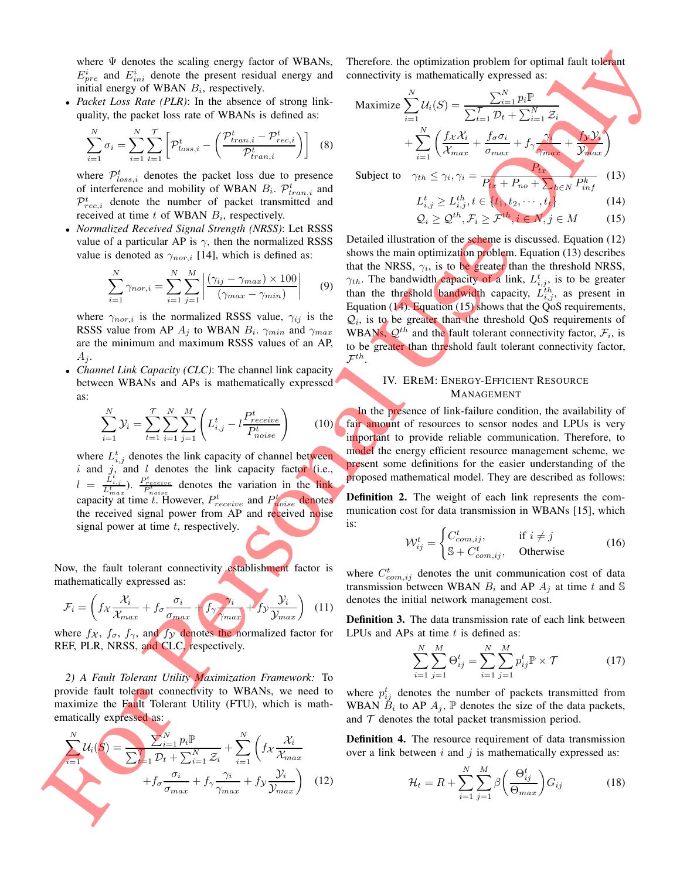where $\Psi$ denotes the scaling energy factor of WBANs, $E^i_{pre}$ and $E^i_{ini}$ denote the present residual energy and initial energy of WBAN $B_i$, respectively.

- *Packet Loss Rate (PLR)*: In the absence of strong link-quality, the packet loss rate of WBANs is defined as:

$$\sum_{i=1}^{N}\sigma_i = \sum_{i=1}^{N}\sum_{t=1}^{\mathcal{T}}\left[\mathcal{P}^t_{loss,i} - \left(\frac{\mathcal{P}^t_{tran,i} - \mathcal{P}^t_{rec,i}}{\mathcal{P}^t_{tran,i}}\right)\right] \quad (8)$$

where $\mathcal{P}^t_{loss,i}$ denotes the packet loss due to presence of interference and mobility of WBAN $B_i$. $\mathcal{P}^t_{tran,i}$ and $\mathcal{P}^t_{rec,i}$ denote the number of packet transmitted and received at time $t$ of WBAN $B_i$, respectively.

- *Normalized Received Signal Strength (NRSS)*: Let RSSS value of a particular AP is $\gamma$, then the normalized RSSS value is denoted as $\gamma_{nor,i}$ [14], which is defined as:

$$\sum_{i=1}^{N}\gamma_{nor,i} = \sum_{i=1}^{N}\sum_{j=1}^{M}\left|\frac{(\gamma_{ij} - \gamma_{max}) \times 100}{(\gamma_{max} - \gamma_{min})}\right| \quad (9)$$

where $\gamma_{nor,i}$ is the normalized RSSS value, $\gamma_{ij}$ is the RSSS value from AP $A_j$ to WBAN $B_i$. $\gamma_{min}$ and $\gamma_{max}$ are the minimum and maximum RSSS values of an AP, $A_j$.

- *Channel Link Capacity (CLC)*: The channel link capacity between WBANs and APs is mathematically expressed as:

$$\sum_{i=1}^{N}\mathcal{Y}_i = \sum_{t=1}^{\mathcal{T}}\sum_{i=1}^{N}\sum_{j=1}^{M}\left(L^t_{i,j} - l\frac{P^t_{receive}}{P^t_{noise}}\right) \quad (10)$$

where $L^t_{i,j}$ denotes the link capacity of channel between $i$ and $j$, and $l$ denotes the link capacity factor (i.e., $l = \frac{L^t_{i,j}}{L^t_{max}}$). $\frac{P^t_{receive}}{P^t_{noise}}$ denotes the variation in the link capacity at time $t$. However, $P^t_{receive}$ and $P^t_{noise}$ denotes the received signal power from AP and received noise signal power at time $t$, respectively.

Now, the fault tolerant connectivity establishment factor is mathematically expressed as:

$$\mathcal{F}_i = \left(f_{\mathcal{X}}\frac{\mathcal{X}_i}{\mathcal{X}_{max}} + f_{\sigma}\frac{\sigma_i}{\sigma_{max}} + f_{\gamma}\frac{\gamma_i}{\gamma_{max}} + f_{\mathcal{Y}}\frac{\mathcal{Y}_i}{\mathcal{Y}_{max}}\right) \quad (11)$$

where $f_{\mathcal{X}}$, $f_{\sigma}$, $f_{\gamma}$, and $f_{\mathcal{Y}}$ denotes the normalized factor for REF, PLR, NRSS, and CLC, respectively.

*2) A Fault Tolerant Utility Maximization Framework:* To provide fault tolerant connectivity to WBANs, we need to maximize the Fault Tolerant Utility (FTU), which is mathematically expressed as:

$$\sum_{i=1}^{N}\mathcal{U}_i(S) = \frac{\sum_{i=1}^{N} p_i\mathbb{P}}{\sum_{t=1}^{\mathcal{T}}\mathcal{D}_t + \sum_{i=1}^{N}\mathcal{Z}_i} + \sum_{i=1}^{N}\left(f_{\mathcal{X}}\frac{\mathcal{X}_i}{\mathcal{X}_{max}} + f_{\sigma}\frac{\sigma_i}{\sigma_{max}} + f_{\gamma}\frac{\gamma_i}{\gamma_{max}} + f_{\mathcal{Y}}\frac{\mathcal{Y}_i}{\mathcal{Y}_{max}}\right) \quad (12)$$

Therefore. the optimization problem for optimal fault tolerant connectivity is mathematically expressed as:

$$\text{Maximize } \sum_{i=1}^{N}\mathcal{U}_i(S) = \frac{\sum_{i=1}^{N} p_i\mathbb{P}}{\sum_{t=1}^{\mathcal{T}}\mathcal{D}_t + \sum_{i=1}^{N}\mathcal{Z}_i} + \sum_{i=1}^{N}\left(\frac{f_{\mathcal{X}}\mathcal{X}_i}{\mathcal{X}_{max}} + \frac{f_{\sigma}\sigma_i}{\sigma_{max}} + f_{\gamma}\frac{\gamma_i}{\gamma_{max}} + \frac{f_{\mathcal{Y}}\mathcal{Y}_i}{\mathcal{Y}_{max}}\right)$$

$$\text{Subject to} \quad \gamma_{th} \le \gamma_i, \gamma_i = \frac{P_{tx}}{P_{tx} + P_{no} + \sum_{k\in N} P^k_{inf}} \quad (13)$$

$$L^t_{i,j} \ge L^{th}_{i,j}, t \in \{t_1, t_2, \cdots, t_t\} \quad (14)$$

$$\mathcal{Q}_i \ge \mathcal{Q}^{th}, \mathcal{F}_i \ge \mathcal{F}^{th}, i \in N, j \in M \quad (15)$$

Detailed illustration of the scheme is discussed. Equation (12) shows the main optimization problem. Equation (13) describes that the NRSS, $\gamma_i$, is to be greater than the threshold NRSS, $\gamma_{th}$. The bandwidth capacity of a link, $L^t_{i,j}$, is to be greater than the threshold bandwidth capacity, $L^{th}_{i,j}$, as present in Equation (14). Equation (15) shows that the QoS requirements, $\mathcal{Q}_i$, is to be greater than the threshold QoS requirements of WBANs, $\mathcal{Q}^{th}$ and the fault tolerant connectivity factor, $\mathcal{F}_i$, is to be greater than threshold fault tolerant connectivity factor, $\mathcal{F}^{th}$.

## IV. EREM: ENERGY-EFFICIENT RESOURCE MANAGEMENT

In the presence of link-failure condition, the availability of fair amount of resources to sensor nodes and LPUs is very important to provide reliable communication. Therefore, to model the energy efficient resource management scheme, we present some definitions for the easier understanding of the proposed mathematical model. They are described as follows:

**Definition 2.** The weight of each link represents the communication cost for data transmission in WBANs [15], which is:

$$\mathcal{W}^t_{ij} = \begin{cases} C^t_{com,ij}, & \text{if } i \neq j \\ \mathbb{S} + C^t_{com,ij}, & \text{Otherwise} \end{cases} \quad (16)$$

where $C^t_{com,ij}$ denotes the unit communication cost of data transmission between WBAN $B_i$ and AP $A_j$ at time $t$ and $\mathbb{S}$ denotes the initial network management cost.

**Definition 3.** The data transmission rate of each link between LPUs and APs at time $t$ is defined as:

$$\sum_{i=1}^{N}\sum_{j=1}^{M}\Theta^t_{ij} = \sum_{i=1}^{N}\sum_{j=1}^{M} p^t_{ij}\mathbb{P} \times \mathcal{T} \quad (17)$$

where $p^t_{ij}$ denotes the number of packets transmitted from WBAN $B_i$ to AP $A_j$, $\mathbb{P}$ denotes the size of the data packets, and $\mathcal{T}$ denotes the total packet transmission period.

**Definition 4.** The resource requirement of data transmission over a link between $i$ and $j$ is mathematically expressed as:

$$\mathcal{H}_t = R + \sum_{i=1}^{N}\sum_{j=1}^{M}\beta\left(\frac{\Theta^t_{ij}}{\Theta_{max}}\right)G_{ij} \quad (18)$$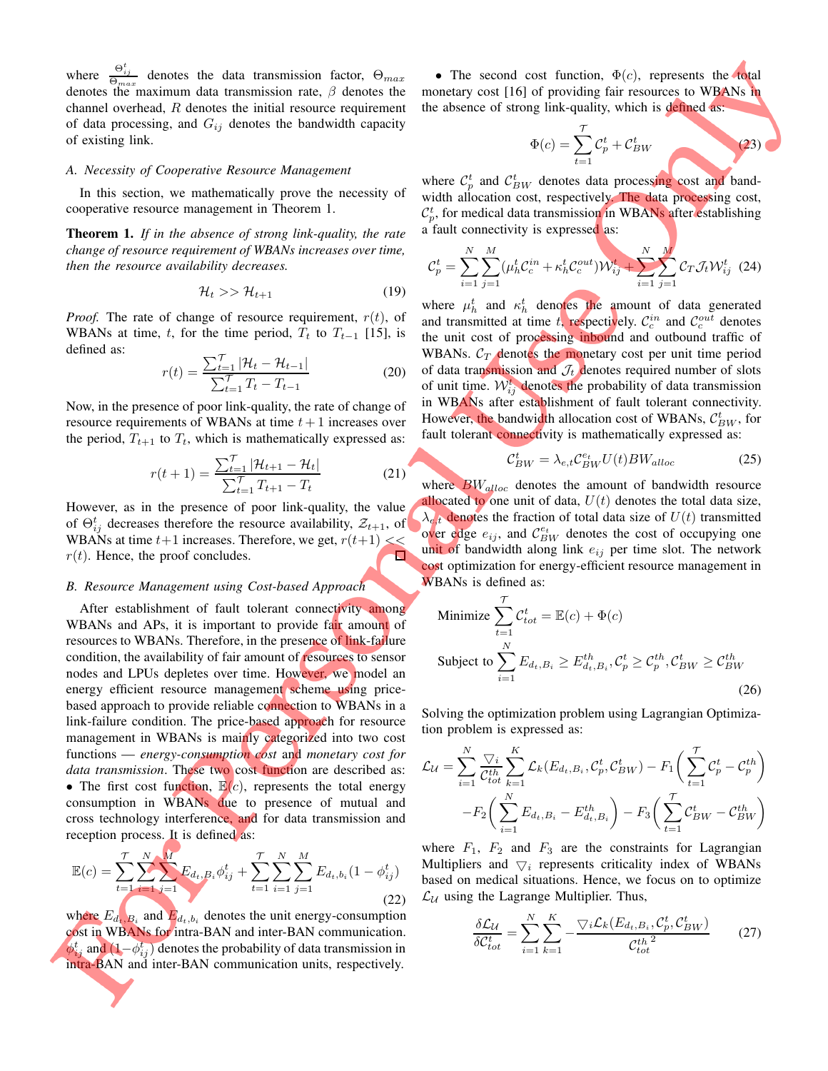where $\frac{\Theta_{ij}^t}{\Theta_{max}}$ denotes the data transmission factor, $\Theta_{max}$ denotes the maximum data transmission rate, $\beta$ denotes the channel overhead, $R$ denotes the initial resource requirement of data processing, and $G_{ij}$ denotes the bandwidth capacity of existing link.

### A. Necessity of Cooperative Resource Management

In this section, we mathematically prove the necessity of cooperative resource management in Theorem 1.

**Theorem 1.** *If in the absence of strong link-quality, the rate change of resource requirement of WBANs increases over time, then the resource availability decreases.*

$$\mathcal{H}_t >> \mathcal{H}_{t+1} \tag{19}$$

*Proof.* The rate of change of resource requirement, $r(t)$, of WBANs at time, $t$, for the time period, $T_t$ to $T_{t-1}$ [15], is defined as:

$$r(t) = \frac{\sum_{t=1}^{\mathcal{T}} |\mathcal{H}_t - \mathcal{H}_{t-1}|}{\sum_{t=1}^{\mathcal{T}} T_t - T_{t-1}} \tag{20}$$

Now, in the presence of poor link-quality, the rate of change of resource requirements of WBANs at time $t+1$ increases over the period, $T_{t+1}$ to $T_t$, which is mathematically expressed as:

$$r(t+1) = \frac{\sum_{t=1}^{\mathcal{T}} |\mathcal{H}_{t+1} - \mathcal{H}_t|}{\sum_{t=1}^{\mathcal{T}} T_{t+1} - T_t} \tag{21}$$

However, as in the presence of poor link-quality, the value of $\Theta_{ij}^t$ decreases therefore the resource availability, $\mathcal{Z}_{t+1}$, of WBANs at time $t+1$ increases. Therefore, we get, $r(t+1) << r(t)$. Hence, the proof concludes. □

### B. Resource Management using Cost-based Approach

After establishment of fault tolerant connectivity among WBANs and APs, it is important to provide fair amount of resources to WBANs. Therefore, in the presence of link-failure condition, the availability of fair amount of resources to sensor nodes and LPUs depletes over time. However, we model an energy efficient resource management scheme using price-based approach to provide reliable connection to WBANs in a link-failure condition. The price-based approach for resource management in WBANs is mainly categorized into two cost functions — *energy-consumption cost* and *monetary cost for data transmission*. These two cost function are described as:

- The first cost function, $\mathbb{E}(c)$, represents the total energy consumption in WBANs due to presence of mutual and cross technology interference, and for data transmission and reception process. It is defined as:

$$\mathbb{E}(c) = \sum_{t=1}^{\mathcal{T}} \sum_{i=1}^{N} \sum_{j=1}^{M} E_{d_t,B_i} \phi_{ij}^t + \sum_{t=1}^{\mathcal{T}} \sum_{i=1}^{N} \sum_{j=1}^{M} E_{d_t,b_i} (1 - \phi_{ij}^t) \tag{22}$$

where $E_{d_t,B_i}$ and $E_{d_t,b_i}$ denotes the unit energy-consumption cost in WBANs for intra-BAN and inter-BAN communication. $\phi_{ij}^t$ and $(1-\phi_{ij}^t)$ denotes the probability of data transmission in intra-BAN and inter-BAN communication units, respectively.

- The second cost function, $\Phi(c)$, represents the total monetary cost [16] of providing fair resources to WBANs in the absence of strong link-quality, which is defined as:

$$\Phi(c) = \sum_{t=1}^{\mathcal{T}} \mathcal{C}_p^t + \mathcal{C}_{BW}^t \tag{23}$$

where $\mathcal{C}_p^t$ and $\mathcal{C}_{BW}^t$ denotes data processing cost and bandwidth allocation cost, respectively. The data processing cost, $\mathcal{C}_p^t$, for medical data transmission in WBANs after establishing a fault connectivity is expressed as:

$$\mathcal{C}_p^t = \sum_{i=1}^{N} \sum_{j=1}^{M} (\mu_h^t \mathcal{C}_c^{in} + \kappa_h^t \mathcal{C}_c^{out}) \mathcal{W}_{ij}^t + \sum_{i=1}^{N} \sum_{j=1}^{M} \mathcal{C}_T \mathcal{J}_t \mathcal{W}_{ij}^t \tag{24}$$

where $\mu_h^t$ and $\kappa_h^t$ denotes the amount of data generated and transmitted at time $t$, respectively. $\mathcal{C}_c^{in}$ and $\mathcal{C}_c^{out}$ denotes the unit cost of processing inbound and outbound traffic of WBANs. $\mathcal{C}_T$ denotes the monetary cost per unit time period of data transmission and $\mathcal{J}_t$ denotes required number of slots of unit time. $\mathcal{W}_{ij}^t$ denotes the probability of data transmission in WBANs after establishment of fault tolerant connectivity. However, the bandwidth allocation cost of WBANs, $\mathcal{C}_{BW}^t$, for fault tolerant connectivity is mathematically expressed as:

$$\mathcal{C}_{BW}^t = \lambda_{e,t} \mathcal{C}_{BW}^{e_t} U(t) BW_{alloc} \tag{25}$$

where $BW_{alloc}$ denotes the amount of bandwidth resource allocated to one unit of data, $U(t)$ denotes the total data size, $\lambda_{e,t}$ denotes the fraction of total data size of $U(t)$ transmitted over edge $e_{ij}$, and $\mathcal{C}_{BW}^{e_t}$ denotes the cost of occupying one unit of bandwidth along link $e_{ij}$ per time slot. The network cost optimization for energy-efficient resource management in WBANs is defined as:

$$\begin{aligned} &\text{Minimize} \sum_{t=1}^{\mathcal{T}} \mathcal{C}_{tot}^t = \mathbb{E}(c) + \Phi(c) \\ &\text{Subject to} \sum_{i=1}^{N} E_{d_t,B_i} \geq E_{d_t,B_i}^{th}, \mathcal{C}_p^t \geq \mathcal{C}_p^{th}, \mathcal{C}_{BW}^t \geq \mathcal{C}_{BW}^{th} \end{aligned} \tag{26}$$

Solving the optimization problem using Lagrangian Optimization problem is expressed as:

$$\begin{aligned} \mathcal{L}_{\mathcal{U}} = \sum_{i=1}^{N} \frac{\bigtriangledown_i}{\mathcal{C}_{tot}^{th}} \sum_{k=1}^{K} \mathcal{L}_k(E_{d_t,B_i}, \mathcal{C}_p^t, \mathcal{C}_{BW}^t) - F_1\Big(\sum_{t=1}^{\mathcal{T}} \mathcal{C}_p^t - \mathcal{C}_p^{th}\Big) \\ - F_2\Big(\sum_{i=1}^{N} E_{d_t,B_i} - E_{d_t,B_i}^{th}\Big) - F_3\Big(\sum_{t=1}^{\mathcal{T}} \mathcal{C}_{BW}^t - \mathcal{C}_{BW}^{th}\Big) \end{aligned}$$

where $F_1$, $F_2$ and $F_3$ are the constraints for Lagrangian Multipliers and $\bigtriangledown_i$ represents criticality index of WBANs based on medical situations. Hence, we focus on to optimize $\mathcal{L}_{\mathcal{U}}$ using the Lagrange Multiplier. Thus,

$$\frac{\delta \mathcal{L}_{\mathcal{U}}}{\delta \mathcal{C}_{tot}^t} = \sum_{i=1}^{N} \sum_{k=1}^{K} - \frac{\bigtriangledown_i \mathcal{L}_k(E_{d_t,B_i}, \mathcal{C}_p^t, \mathcal{C}_{BW}^t)}{{\mathcal{C}_{tot}^{th}}^2} \tag{27}$$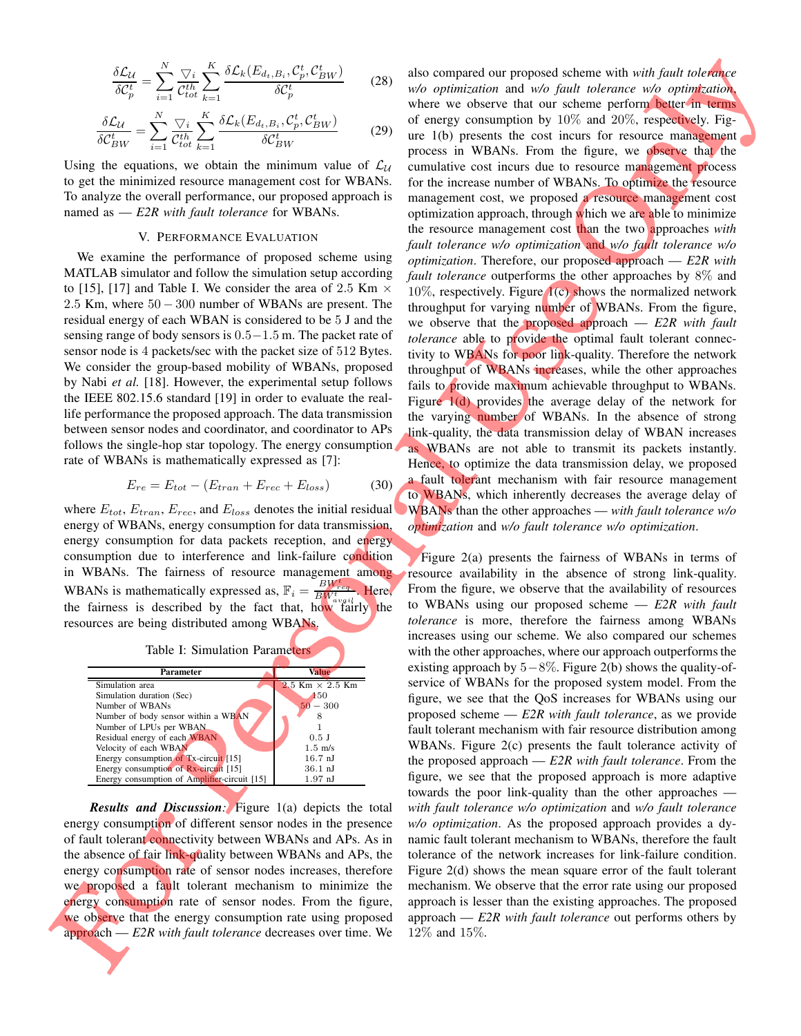$$\frac{\delta \mathcal{L}_{\mathcal{U}}}{\delta \mathcal{C}_p^t} = \sum_{i=1}^{N} \frac{\bigtriangledown_i}{\mathcal{C}_{tot}^{th}} \sum_{k=1}^{K} \frac{\delta \mathcal{L}_k(E_{d_t,B_i}, \mathcal{C}_p^t, \mathcal{C}_{BW}^t)}{\delta \mathcal{C}_p^t} \tag{28}$$

$$\frac{\delta \mathcal{L}_{\mathcal{U}}}{\delta \mathcal{C}_{BW}^t} = \sum_{i=1}^{N} \frac{\bigtriangledown_i}{\mathcal{C}_{tot}^{th}} \sum_{k=1}^{K} \frac{\delta \mathcal{L}_k(E_{d_t,B_i}, \mathcal{C}_p^t, \mathcal{C}_{BW}^t)}{\delta \mathcal{C}_{BW}^t} \tag{29}$$

Using the equations, we obtain the minimum value of $\mathcal{L}_{\mathcal{U}}$ to get the minimized resource management cost for WBANs. To analyze the overall performance, our proposed approach is named as — *E2R with fault tolerance* for WBANs.

## V. Performance Evaluation

We examine the performance of proposed scheme using MATLAB simulator and follow the simulation setup according to [15], [17] and Table I. We consider the area of $2.5$ Km $\times$ $2.5$ Km, where $50-300$ number of WBANs are present. The residual energy of each WBAN is considered to be $5$ J and the sensing range of body sensors is $0.5-1.5$ m. The packet rate of sensor node is $4$ packets/sec with the packet size of $512$ Bytes. We consider the group-based mobility of WBANs, proposed by Nabi *et al.* [18]. However, the experimental setup follows the IEEE 802.15.6 standard [19] in order to evaluate the real-life performance the proposed approach. The data transmission between sensor nodes and coordinator, and coordinator to APs follows the single-hop star topology. The energy consumption rate of WBANs is mathematically expressed as [7]:

$$E_{re} = E_{tot} - (E_{tran} + E_{rec} + E_{loss}) \tag{30}$$

where $E_{tot}$, $E_{tran}$, $E_{rec}$, and $E_{loss}$ denotes the initial residual energy of WBANs, energy consumption for data transmission, energy consumption for data packets reception, and energy consumption due to interference and link-failure condition in WBANs. The fairness of resource management among WBANs is mathematically expressed as, $\mathbb{F}_i = \frac{BW_{req}^t}{BW_{avail}^t}$. Here, the fairness is described by the fact that, how fairly the resources are being distributed among WBANs.

Table I: Simulation Parameters

| Parameter | Value |
|---|---|
| Simulation area | $2.5$ Km $\times$ $2.5$ Km |
| Simulation duration (Sec) | 150 |
| Number of WBANs | $50-300$ |
| Number of body sensor within a WBAN | 8 |
| Number of LPUs per WBAN | 1 |
| Residual energy of each WBAN | 0.5 J |
| Velocity of each WBAN | 1.5 m/s |
| Energy consumption of Tx-circuit [15] | 16.7 nJ |
| Energy consumption of Rx-circuit [15] | 36.1 nJ |
| Energy consumption of Amplifier-circuit [15] | 1.97 nJ |

***Results and Discussion**:* Figure 1(a) depicts the total energy consumption of different sensor nodes in the presence of fault tolerant connectivity between WBANs and APs. As in the absence of fair link-quality between WBANs and APs, the energy consumption rate of sensor nodes increases, therefore we proposed a fault tolerant mechanism to minimize the energy consumption rate of sensor nodes. From the figure, we observe that the energy consumption rate using proposed approach — *E2R with fault tolerance* decreases over time. We also compared our proposed scheme with *with fault tolerance w/o optimization* and *w/o fault tolerance w/o optimization*, where we observe that our scheme perform better in terms of energy consumption by $10\%$ and $20\%$, respectively. Figure 1(b) presents the cost incurs for resource management process in WBANs. From the figure, we observe that the cumulative cost incurs due to resource management process for the increase number of WBANs. To optimize the resource management cost, we proposed a resource management cost optimization approach, through which we are able to minimize the resource management cost than the two approaches *with fault tolerance w/o optimization* and *w/o fault tolerance w/o optimization*. Therefore, our proposed approach — *E2R with fault tolerance* outperforms the other approaches by $8\%$ and $10\%$, respectively. Figure 1(c) shows the normalized network throughput for varying number of WBANs. From the figure, we observe that the proposed approach — *E2R with fault tolerance* able to provide the optimal fault tolerant connectivity to WBANs for poor link-quality. Therefore the network throughput of WBANs increases, while the other approaches fails to provide maximum achievable throughput to WBANs. Figure 1(d) provides the average delay of the network for the varying number of WBANs. In the absence of strong link-quality, the data transmission delay of WBAN increases as WBANs are not able to transmit its packets instantly. Hence, to optimize the data transmission delay, we proposed a fault tolerant mechanism with fair resource management to WBANs, which inherently decreases the average delay of WBANs than the other approaches — *with fault tolerance w/o optimization* and *w/o fault tolerance w/o optimization*.

Figure 2(a) presents the fairness of WBANs in terms of resource availability in the absence of strong link-quality. From the figure, we observe that the availability of resources to WBANs using our proposed scheme — *E2R with fault tolerance* is more, therefore the fairness among WBANs increases using our scheme. We also compared our schemes with the other approaches, where our approach outperforms the existing approach by $5-8\%$. Figure 2(b) shows the quality-of-service of WBANs for the proposed system model. From the figure, we see that the QoS increases for WBANs using our proposed scheme — *E2R with fault tolerance*, as we provide fault tolerant mechanism with fair resource distribution among WBANs. Figure 2(c) presents the fault tolerance activity of the proposed approach — *E2R with fault tolerance*. From the figure, we see that the proposed approach is more adaptive towards the poor link-quality than the other approaches — *with fault tolerance w/o optimization* and *w/o fault tolerance w/o optimization*. As the proposed approach provides a dynamic fault tolerant mechanism to WBANs, therefore the fault tolerance of the network increases for link-failure condition. Figure 2(d) shows the mean square error of the fault tolerant mechanism. We observe that the error rate using our proposed approach is lesser than the existing approaches. The proposed approach — *E2R with fault tolerance* out performs others by $12\%$ and $15\%$.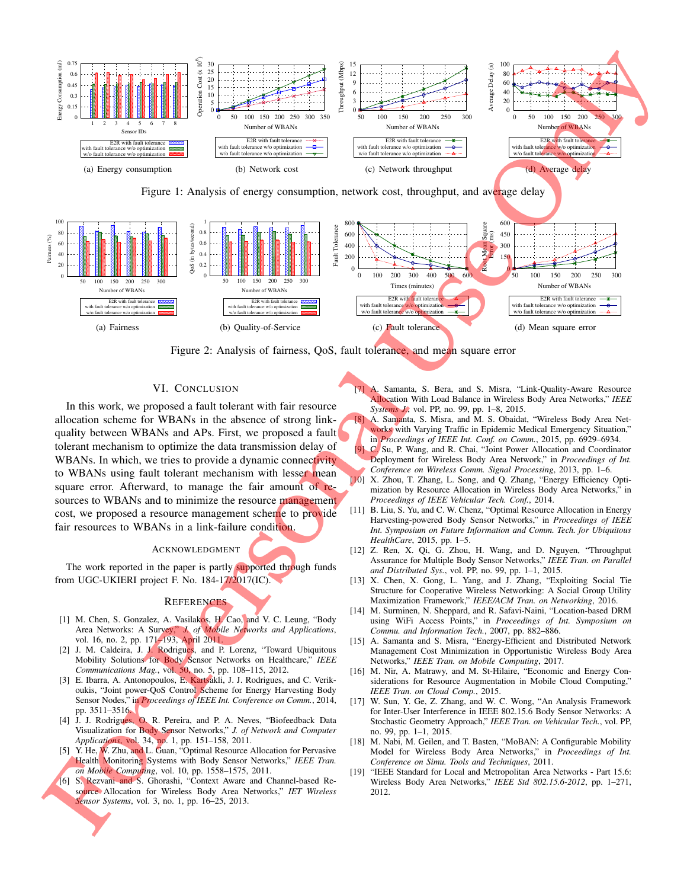0.75
0.6
0.45
0.3
0.15
0
Energy Consumption (mJ)
1 2 3 4 5 6 7 8
Sensor IDs
E2R with fault tolerance
with fault tolerance w/o optimization
w/o fault tolerance w/o optimization

(a) Energy consumption

30
25
20
15
10
5
0
Operation Cost (x $10^6$)
0 50 100 150 200 250 300 350
Number of WBANs
E2R with fault tolerance
with fault tolerance w/o optimization
w/o fault tolerance w/o optimization

(b) Network cost

15
12
9
6
3
0
Throughput (Mbps)
50 100 150 200 250 300
Number of WBANs
E2R with fault tolerance
with fault tolerance w/o optimization
w/o fault tolerance w/o optimization

(c) Network throughput

100
80
60
40
20
0
Average Delay (s)
0 50 100 150 200 250 300
Number of WBANs
E2R with fault tolerance
with fault tolerance w/o optimization
w/o fault tolerance w/o optimization

(d) Average delay

Figure 1: Analysis of energy consumption, network cost, throughput, and average delay

100
80
60
40
20
0
Fairness (%)
50 100 150 200 250 300
Number of WBANs
E2R with fault tolerance
with fault tolerance w/o optimization
w/o fault tolerance w/o optimization

(a) Fairness

1
0.8
0.6
0.4
0.2
0
QoS (in bytes/second)
50 100 150 200 250 300
Number of WBANs
E2R with fault tolerance
with fault tolerance w/o optimization
w/o fault tolerance w/o optimization

(b) Quality-of-Service

800
600
400
200
0
Fault Tolerance
0 100 200 300 400 500 600
Times (minutes)
E2R with fault tolerance
with fault tolerance w/o optimization
w/o fault tolerance w/o optimization

(c) Fault tolerance

600
450
300
150
0
Root Mean Square Error (ms)
50 100 150 200 250 300
Number of WBANs
E2R with fault tolerance
with fault tolerance w/o optimization
w/o fault tolerance w/o optimization

(d) Mean square error

Figure 2: Analysis of fairness, QoS, fault tolerance, and mean square error

## VI. Conclusion

In this work, we proposed a fault tolerant with fair resource allocation scheme for WBANs in the absence of strong link-quality between WBANs and APs. First, we proposed a fault tolerant mechanism to optimize the data transmission delay of WBANs. In which, we tries to provide a dynamic connectivity to WBANs using fault tolerant mechanism with lesser mean square error. Afterward, to manage the fair amount of resources to WBANs and to minimize the resource management cost, we proposed a resource management scheme to provide fair resources to WBANs in a link-failure condition.

## Acknowledgment

The work reported in the paper is partly supported through funds from UGC-UKIERI project F. No. 184-17/2017(IC).

## References

[1] M. Chen, S. Gonzalez, A. Vasilakos, H. Cao, and V. C. Leung, "Body Area Networks: A Survey," *J. of Mobile Networks and Applications*, vol. 16, no. 2, pp. 171–193, April 2011.

[2] J. M. Caldeira, J. J. Rodrigues, and P. Lorenz, "Toward Ubiquitous Mobility Solutions for Body Sensor Networks on Healthcare," *IEEE Communications Mag.*, vol. 50, no. 5, pp. 108–115, 2012.

[3] E. Ibarra, A. Antonopoulos, E. Kartsakli, J. J. Rodrigues, and C. Verikoukis, "Joint power-QoS Control Scheme for Energy Harvesting Body Sensor Nodes," in *Proceedings of IEEE Int. Conference on Comm.*, 2014, pp. 3511–3516.

[4] J. J. Rodrigues, O. R. Pereira, and P. A. Neves, "Biofeedback Data Visualization for Body Sensor Networks," *J. of Network and Computer Applications*, vol. 34, no. 1, pp. 151–158, 2011.

[5] Y. He, W. Zhu, and L. Guan, "Optimal Resource Allocation for Pervasive Health Monitoring Systems with Body Sensor Networks," *IEEE Tran. on Mobile Computing*, vol. 10, pp. 1558–1575, 2011.

[6] S. Rezvani and S. Ghorashi, "Context Aware and Channel-based Resource Allocation for Wireless Body Area Networks," *IET Wireless Sensor Systems*, vol. 3, no. 1, pp. 16–25, 2013.

[7] A. Samanta, S. Bera, and S. Misra, "Link-Quality-Aware Resource Allocation With Load Balance in Wireless Body Area Networks," *IEEE Systems J.*, vol. PP, no. 99, pp. 1–8, 2015.

[8] A. Samanta, S. Misra, and M. S. Obaidat, "Wireless Body Area Networks with Varying Traffic in Epidemic Medical Emergency Situation," in *Proceedings of IEEE Int. Conf. on Comm.*, 2015, pp. 6929–6934.

[9] C. Su, P. Wang, and R. Chai, "Joint Power Allocation and Coordinator Deployment for Wireless Body Area Network," in *Proceedings of Int. Conference on Wireless Comm. Signal Processing*, 2013, pp. 1–6.

[10] X. Zhou, T. Zhang, L. Song, and Q. Zhang, "Energy Efficiency Optimization by Resource Allocation in Wireless Body Area Networks," in *Proceedings of IEEE Vehicular Tech. Conf.*, 2014.

[11] B. Liu, S. Yu, and C. W. Chenz, "Optimal Resource Allocation in Energy Harvesting-powered Body Sensor Networks," in *Proceedings of IEEE Int. Symposium on Future Information and Comm. Tech. for Ubiquitous HealthCare*, 2015, pp. 1–5.

[12] Z. Ren, X. Qi, G. Zhou, H. Wang, and D. Nguyen, "Throughput Assurance for Multiple Body Sensor Networks," *IEEE Tran. on Parallel and Distributed Sys.*, vol. PP, no. 99, pp. 1–1, 2015.

[13] X. Chen, X. Gong, L. Yang, and J. Zhang, "Exploiting Social Tie Structure for Cooperative Wireless Networking: A Social Group Utility Maximization Framework," *IEEE/ACM Tran. on Networking*, 2016.

[14] M. Surminen, N. Sheppard, and R. Safavi-Naini, "Location-based DRM using WiFi Access Points," in *Proceedings of Int. Symposium on Commu. and Information Tech.*, 2007, pp. 882–886.

[15] A. Samanta and S. Misra, "Energy-Efficient and Distributed Network Management Cost Minimization in Opportunistic Wireless Body Area Networks," *IEEE Tran. on Mobile Computing*, 2017.

[16] M. Nir, A. Matrawy, and M. St-Hilaire, "Economic and Energy Considerations for Resource Augmentation in Mobile Cloud Computing," *IEEE Tran. on Cloud Comp.*, 2015.

[17] W. Sun, Y. Ge, Z. Zhang, and W. C. Wong, "An Analysis Framework for Inter-User Interference in IEEE 802.15.6 Body Sensor Networks: A Stochastic Geometry Approach," *IEEE Tran. on Vehicular Tech.*, vol. PP, no. 99, pp. 1–1, 2015.

[18] M. Nabi, M. Geilen, and T. Basten, "MoBAN: A Configurable Mobility Model for Wireless Body Area Networks," in *Proceedings of Int. Conference on Simu. Tools and Techniques*, 2011.

[19] "IEEE Standard for Local and Metropolitan Area Networks - Part 15.6: Wireless Body Area Networks," *IEEE Std 802.15.6-2012*, pp. 1–271, 2012.